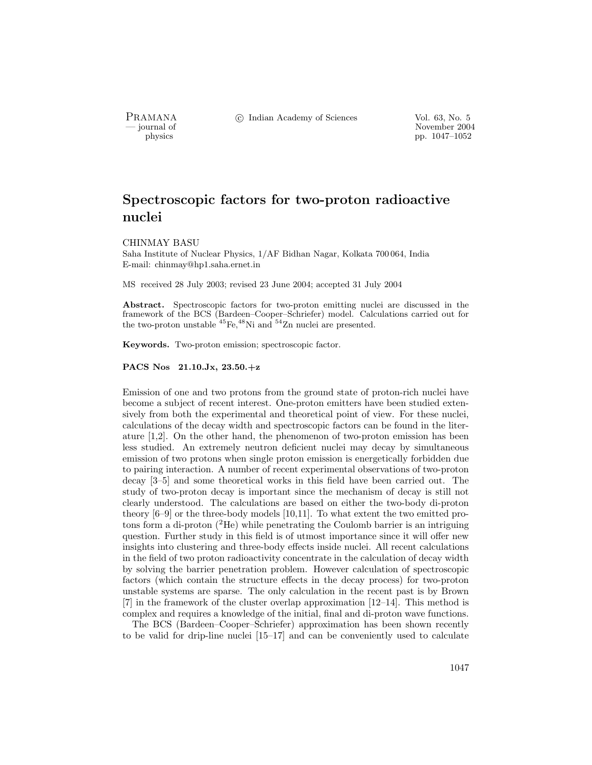# Spectroscopic factors for two-proton radioactive nuclei

CHINMAY BASU

Saha Institute of Nuclear Physics, 1/AF Bidhan Nagar, Kolkata 700 064, India
E-mail: chinmay@hp1.saha.ernet.in

MS received 28 July 2003; revised 23 June 2004; accepted 31 July 2004

**Abstract.** Spectroscopic factors for two-proton emitting nuclei are discussed in the framework of the BCS (Bardeen–Cooper–Schriefer) model. Calculations carried out for the two-proton unstable $^{45}$Fe, $^{48}$Ni and $^{54}$Zn nuclei are presented.

**Keywords.** Two-proton emission; spectroscopic factor.

**PACS Nos 21.10.Jx, 23.50.+z**

Emission of one and two protons from the ground state of proton-rich nuclei have become a subject of recent interest. One-proton emitters have been studied extensively from both the experimental and theoretical point of view. For these nuclei, calculations of the decay width and spectroscopic factors can be found in the literature [1,2]. On the other hand, the phenomenon of two-proton emission has been less studied. An extremely neutron deficient nuclei may decay by simultaneous emission of two protons when single proton emission is energetically forbidden due to pairing interaction. A number of recent experimental observations of two-proton decay [3–5] and some theoretical works in this field have been carried out. The study of two-proton decay is important since the mechanism of decay is still not clearly understood. The calculations are based on either the two-body di-proton theory [6–9] or the three-body models [10,11]. To what extent the two emitted protons form a di-proton ($^2$He) while penetrating the Coulomb barrier is an intriguing question. Further study in this field is of utmost importance since it will offer new insights into clustering and three-body effects inside nuclei. All recent calculations in the field of two proton radioactivity concentrate in the calculation of decay width by solving the barrier penetration problem. However calculation of spectroscopic factors (which contain the structure effects in the decay process) for two-proton unstable systems are sparse. The only calculation in the recent past is by Brown [7] in the framework of the cluster overlap approximation [12–14]. This method is complex and requires a knowledge of the initial, final and di-proton wave functions.

The BCS (Bardeen–Cooper–Schriefer) approximation has been shown recently to be valid for drip-line nuclei [15–17] and can be conveniently used to calculate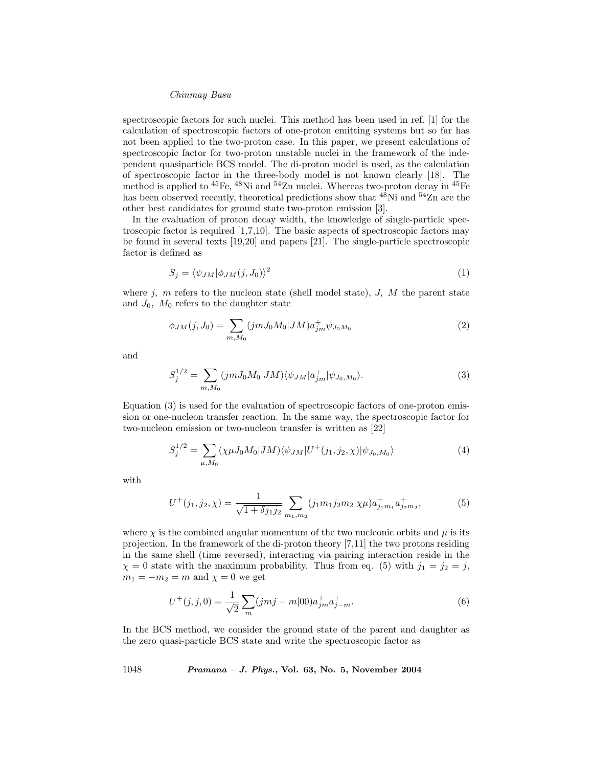spectroscopic factors for such nuclei. This method has been used in ref. [1] for the calculation of spectroscopic factors of one-proton emitting systems but so far has not been applied to the two-proton case. In this paper, we present calculations of spectroscopic factor for two-proton unstable nuclei in the framework of the independent quasiparticle BCS model. The di-proton model is used, as the calculation of spectroscopic factor in the three-body model is not known clearly [18]. The method is applied to $^{45}$Fe, $^{48}$Ni and $^{54}$Zn nuclei. Whereas two-proton decay in $^{45}$Fe has been observed recently, theoretical predictions show that $^{48}$Ni and $^{54}$Zn are the other best candidates for ground state two-proton emission [3].

In the evaluation of proton decay width, the knowledge of single-particle spectroscopic factor is required [1,7,10]. The basic aspects of spectroscopic factors may be found in several texts [19,20] and papers [21]. The single-particle spectroscopic factor is defined as

$$S_j = \langle \psi_{JM} | \phi_{JM}(j, J_0) \rangle^2 \tag{1}$$

where $j$, $m$ refers to the nucleon state (shell model state), $J$, $M$ the parent state and $J_0$, $M_0$ refers to the daughter state

$$\phi_{JM}(j, J_0) = \sum_{m, M_0} (jmJ_0M_0|JM) a^+_{jm} \psi_{J_0M_0} \tag{2}$$

and

$$S_j^{1/2} = \sum_{m, M_0} (jmJ_0M_0|JM) \langle \psi_{JM} | a^+_{jm} | \psi_{J_0, M_0} \rangle. \tag{3}$$

Equation (3) is used for the evaluation of spectroscopic factors of one-proton emission or one-nucleon transfer reaction. In the same way, the spectroscopic factor for two-nucleon emission or two-nucleon transfer is written as [22]

$$S_j^{1/2} = \sum_{\mu, M_0} (\chi\mu J_0M_0|JM) \langle \psi_{JM} | U^+(j_1, j_2, \chi) | \psi_{J_0, M_0} \rangle \tag{4}$$

with

$$U^+(j_1, j_2, \chi) = \frac{1}{\sqrt{1 + \delta j_1 j_2}} \sum_{m_1, m_2} (j_1m_1j_2m_2|\chi\mu) a^+_{j_1m_1} a^+_{j_2m_2}, \tag{5}$$

where $\chi$ is the combined angular momentum of the two nucleonic orbits and $\mu$ is its projection. In the framework of the di-proton theory [7,11] the two protons residing in the same shell (time reversed), interacting via pairing interaction reside in the $\chi = 0$ state with the maximum probability. Thus from eq. (5) with $j_1 = j_2 = j$, $m_1 = -m_2 = m$ and $\chi = 0$ we get

$$U^+(j, j, 0) = \frac{1}{\sqrt{2}} \sum_m (jmj-m|00) a^+_{jm} a^+_{j-m}. \tag{6}$$

In the BCS method, we consider the ground state of the parent and daughter as the zero quasi-particle BCS state and write the spectroscopic factor as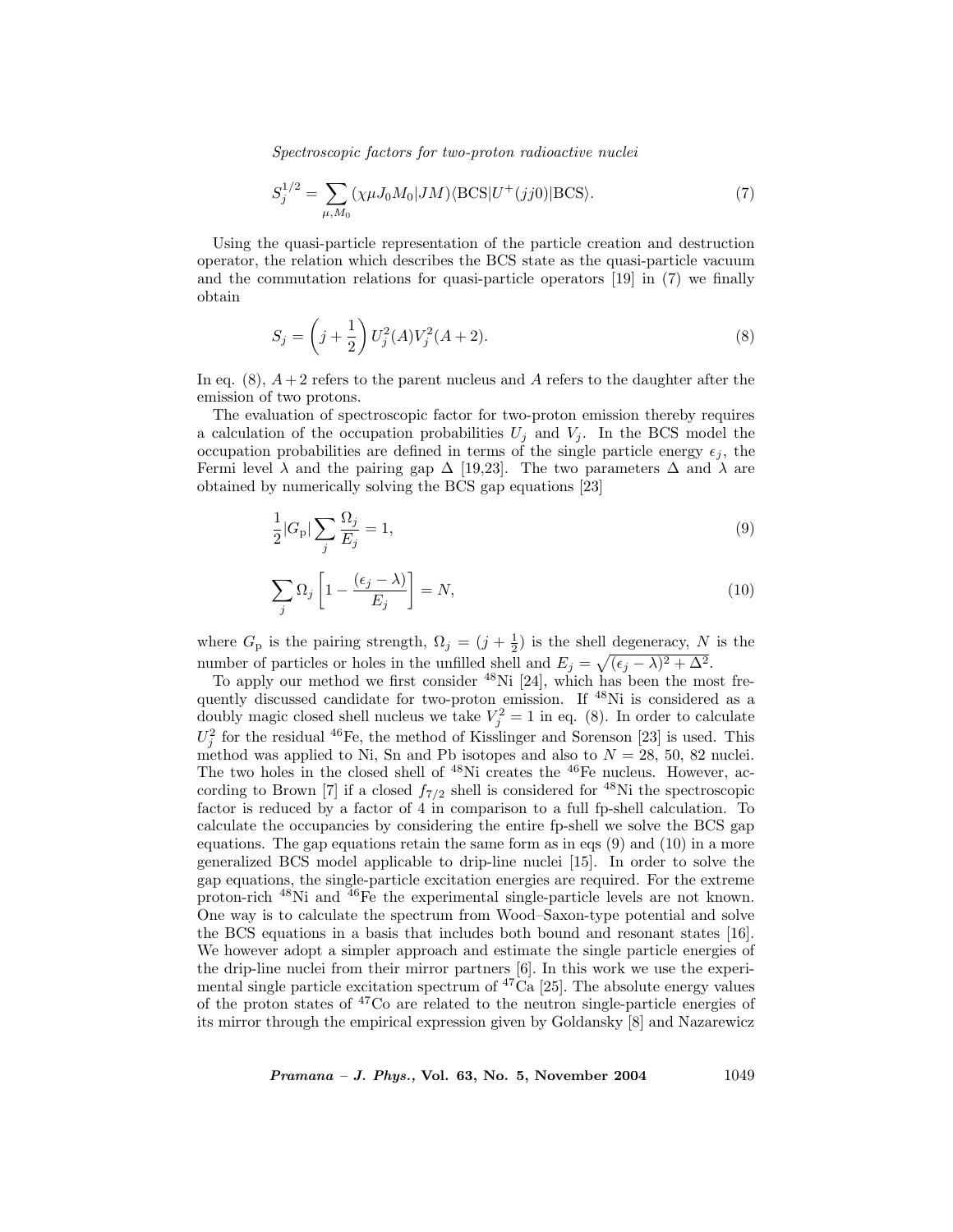$$S_j^{1/2} = \sum_{\mu, M_0} (\chi\mu J_0 M_0 | JM) \langle \mathrm{BCS} | U^+(jj0) | \mathrm{BCS} \rangle. \tag{7}$$

Using the quasi-particle representation of the particle creation and destruction operator, the relation which describes the BCS state as the quasi-particle vacuum and the commutation relations for quasi-particle operators [19] in (7) we finally obtain

$$S_j = \left(j + \frac{1}{2}\right) U_j^2(A) V_j^2(A+2). \tag{8}$$

In eq. (8), $A+2$ refers to the parent nucleus and $A$ refers to the daughter after the emission of two protons.

The evaluation of spectroscopic factor for two-proton emission thereby requires a calculation of the occupation probabilities $U_j$ and $V_j$. In the BCS model the occupation probabilities are defined in terms of the single particle energy $\epsilon_j$, the Fermi level $\lambda$ and the pairing gap $\Delta$ [19,23]. The two parameters $\Delta$ and $\lambda$ are obtained by numerically solving the BCS gap equations [23]

$$\frac{1}{2} |G_{\mathrm{p}}| \sum_j \frac{\Omega_j}{E_j} = 1, \tag{9}$$

$$\sum_j \Omega_j \left[ 1 - \frac{(\epsilon_j - \lambda)}{E_j} \right] = N, \tag{10}$$

where $G_{\mathrm{p}}$ is the pairing strength, $\Omega_j = (j + \frac{1}{2})$ is the shell degeneracy, $N$ is the number of particles or holes in the unfilled shell and $E_j = \sqrt{(\epsilon_j - \lambda)^2 + \Delta^2}$.

To apply our method we first consider $^{48}$Ni [24], which has been the most frequently discussed candidate for two-proton emission. If $^{48}$Ni is considered as a doubly magic closed shell nucleus we take $V_j^2 = 1$ in eq. (8). In order to calculate $U_j^2$ for the residual $^{46}$Fe, the method of Kisslinger and Sorenson [23] is used. This method was applied to Ni, Sn and Pb isotopes and also to $N = 28$, 50, 82 nuclei. The two holes in the closed shell of $^{48}$Ni creates the $^{46}$Fe nucleus. However, according to Brown [7] if a closed $f_{7/2}$ shell is considered for $^{48}$Ni the spectroscopic factor is reduced by a factor of 4 in comparison to a full fp-shell calculation. To calculate the occupancies by considering the entire fp-shell we solve the BCS gap equations. The gap equations retain the same form as in eqs (9) and (10) in a more generalized BCS model applicable to drip-line nuclei [15]. In order to solve the gap equations, the single-particle excitation energies are required. For the extreme proton-rich $^{48}$Ni and $^{46}$Fe the experimental single-particle levels are not known. One way is to calculate the spectrum from Wood–Saxon-type potential and solve the BCS equations in a basis that includes both bound and resonant states [16]. We however adopt a simpler approach and estimate the single particle energies of the drip-line nuclei from their mirror partners [6]. In this work we use the experimental single particle excitation spectrum of $^{47}$Ca [25]. The absolute energy values of the proton states of $^{47}$Co are related to the neutron single-particle energies of its mirror through the empirical expression given by Goldansky [8] and Nazarewicz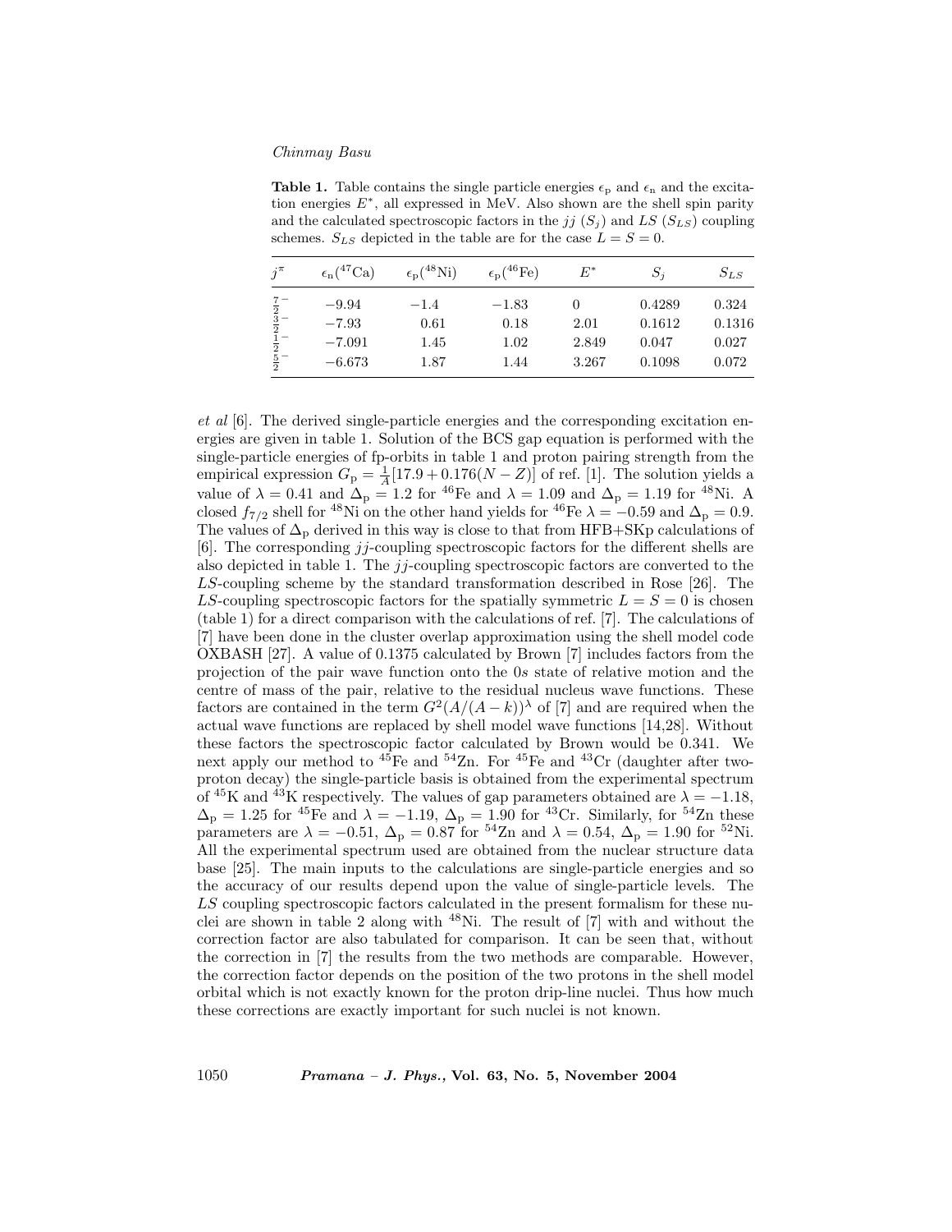**Table 1.** Table contains the single particle energies $\epsilon_p$ and $\epsilon_n$ and the excitation energies $E^*$, all expressed in MeV. Also shown are the shell spin parity and the calculated spectroscopic factors in the $jj$ ($S_j$) and $LS$ ($S_{LS}$) coupling schemes. $S_{LS}$ depicted in the table are for the case $L = S = 0$.

| $j^\pi$ | $\epsilon_n(^{47}\mathrm{Ca})$ | $\epsilon_p(^{48}\mathrm{Ni})$ | $\epsilon_p(^{46}\mathrm{Fe})$ | $E^*$ | $S_j$ | $S_{LS}$ |
|---|---|---|---|---|---|---|
| $\frac{7}{2}^-$ | −9.94 | −1.4 | −1.83 | 0 | 0.4289 | 0.324 |
| $\frac{3}{2}^-$ | −7.93 | 0.61 | 0.18 | 2.01 | 0.1612 | 0.1316 |
| $\frac{1}{2}^-$ | −7.091 | 1.45 | 1.02 | 2.849 | 0.047 | 0.027 |
| $\frac{5}{2}^-$ | −6.673 | 1.87 | 1.44 | 3.267 | 0.1098 | 0.072 |

*et al* [6]. The derived single-particle energies and the corresponding excitation energies are given in table 1. Solution of the BCS gap equation is performed with the single-particle energies of fp-orbits in table 1 and proton pairing strength from the empirical expression $G_p = \frac{1}{A}[17.9 + 0.176(N - Z)]$ of ref. [1]. The solution yields a value of $\lambda = 0.41$ and $\Delta_p = 1.2$ for $^{46}$Fe and $\lambda = 1.09$ and $\Delta_p = 1.19$ for $^{48}$Ni. A closed $f_{7/2}$ shell for $^{48}$Ni on the other hand yields for $^{46}$Fe $\lambda = -0.59$ and $\Delta_p = 0.9$. The values of $\Delta_p$ derived in this way is close to that from HFB+SKp calculations of [6]. The corresponding $jj$-coupling spectroscopic factors for the different shells are also depicted in table 1. The $jj$-coupling spectroscopic factors are converted to the $LS$-coupling scheme by the standard transformation described in Rose [26]. The $LS$-coupling spectroscopic factors for the spatially symmetric $L = S = 0$ is chosen (table 1) for a direct comparison with the calculations of ref. [7]. The calculations of [7] have been done in the cluster overlap approximation using the shell model code OXBASH [27]. A value of 0.1375 calculated by Brown [7] includes factors from the projection of the pair wave function onto the 0*s* state of relative motion and the centre of mass of the pair, relative to the residual nucleus wave functions. These factors are contained in the term $G^2(A/(A-k))^\lambda$ of [7] and are required when the actual wave functions are replaced by shell model wave functions [14,28]. Without these factors the spectroscopic factor calculated by Brown would be 0.341. We next apply our method to $^{45}$Fe and $^{54}$Zn. For $^{45}$Fe and $^{43}$Cr (daughter after two-proton decay) the single-particle basis is obtained from the experimental spectrum of $^{45}$K and $^{43}$K respectively. The values of gap parameters obtained are $\lambda = -1.18$, $\Delta_p = 1.25$ for $^{45}$Fe and $\lambda = -1.19$, $\Delta_p = 1.90$ for $^{43}$Cr. Similarly, for $^{54}$Zn these parameters are $\lambda = -0.51$, $\Delta_p = 0.87$ for $^{54}$Zn and $\lambda = 0.54$, $\Delta_p = 1.90$ for $^{52}$Ni. All the experimental spectrum used are obtained from the nuclear structure data base [25]. The main inputs to the calculations are single-particle energies and so the accuracy of our results depend upon the value of single-particle levels. The $LS$ coupling spectroscopic factors calculated in the present formalism for these nuclei are shown in table 2 along with $^{48}$Ni. The result of [7] with and without the correction factor are also tabulated for comparison. It can be seen that, without the correction in [7] the results from the two methods are comparable. However, the correction factor depends on the position of the two protons in the shell model orbital which is not exactly known for the proton drip-line nuclei. Thus how much these corrections are exactly important for such nuclei is not known.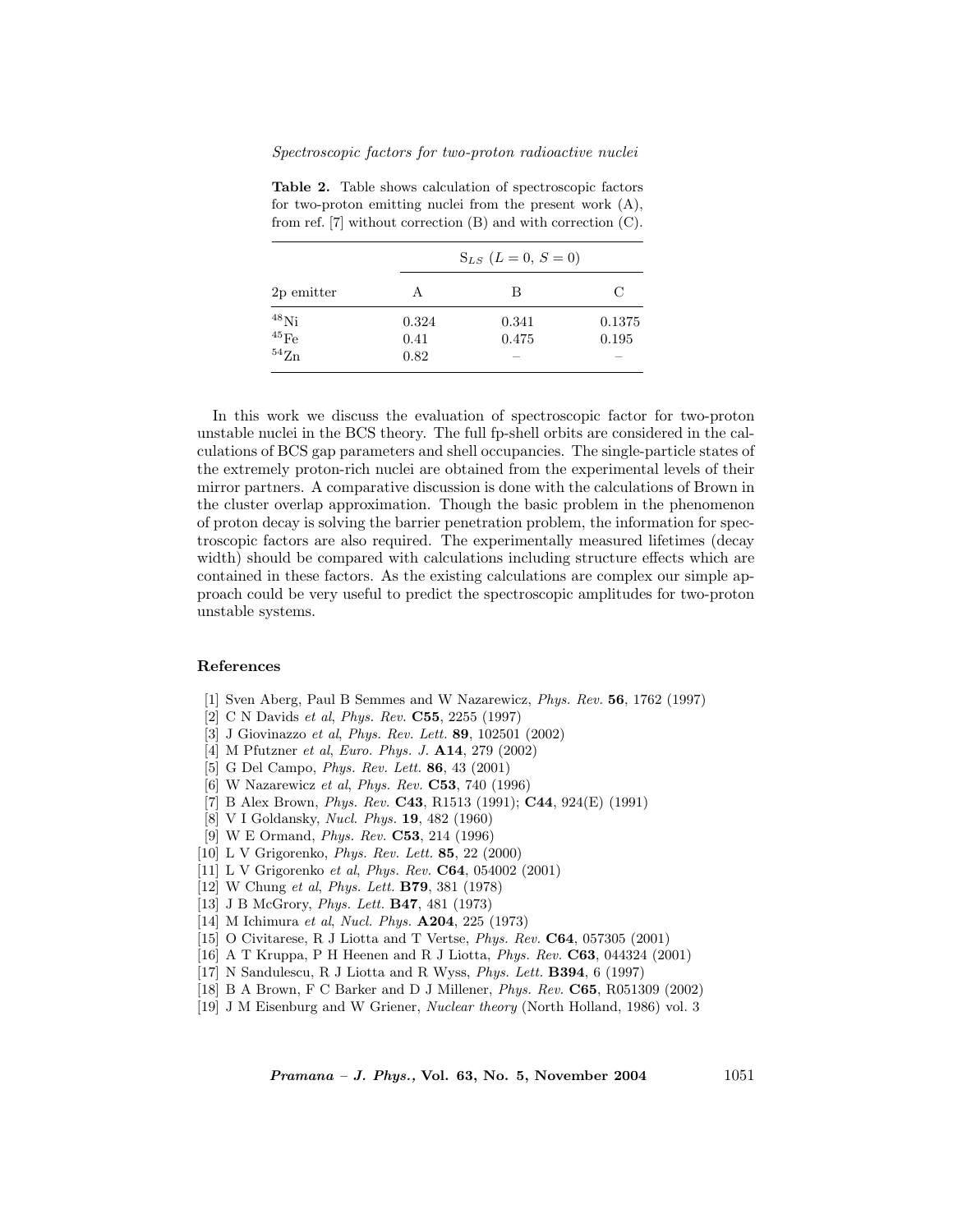**Table 2.** Table shows calculation of spectroscopic factors for two-proton emitting nuclei from the present work (A), from ref. [7] without correction (B) and with correction (C).

| | $S_{LS}$ ($L = 0$, $S = 0$) | | |
|---|---|---|---|
| 2p emitter | A | B | C |
| $^{48}$Ni | 0.324 | 0.341 | 0.1375 |
| $^{45}$Fe | 0.41 | 0.475 | 0.195 |
| $^{54}$Zn | 0.82 | – | – |

In this work we discuss the evaluation of spectroscopic factor for two-proton unstable nuclei in the BCS theory. The full fp-shell orbits are considered in the calculations of BCS gap parameters and shell occupancies. The single-particle states of the extremely proton-rich nuclei are obtained from the experimental levels of their mirror partners. A comparative discussion is done with the calculations of Brown in the cluster overlap approximation. Though the basic problem in the phenomenon of proton decay is solving the barrier penetration problem, the information for spectroscopic factors are also required. The experimentally measured lifetimes (decay width) should be compared with calculations including structure effects which are contained in these factors. As the existing calculations are complex our simple approach could be very useful to predict the spectroscopic amplitudes for two-proton unstable systems.

## References

[1] Sven Aberg, Paul B Semmes and W Nazarewicz, *Phys. Rev.* **56**, 1762 (1997)
[2] C N Davids *et al*, *Phys. Rev.* **C55**, 2255 (1997)
[3] J Giovinazzo *et al*, *Phys. Rev. Lett.* **89**, 102501 (2002)
[4] M Pfutzner *et al*, *Euro. Phys. J.* **A14**, 279 (2002)
[5] G Del Campo, *Phys. Rev. Lett.* **86**, 43 (2001)
[6] W Nazarewicz *et al*, *Phys. Rev.* **C53**, 740 (1996)
[7] B Alex Brown, *Phys. Rev.* **C43**, R1513 (1991); **C44**, 924(E) (1991)
[8] V I Goldansky, *Nucl. Phys.* **19**, 482 (1960)
[9] W E Ormand, *Phys. Rev.* **C53**, 214 (1996)
[10] L V Grigorenko, *Phys. Rev. Lett.* **85**, 22 (2000)
[11] L V Grigorenko *et al*, *Phys. Rev.* **C64**, 054002 (2001)
[12] W Chung *et al*, *Phys. Lett.* **B79**, 381 (1978)
[13] J B McGrory, *Phys. Lett.* **B47**, 481 (1973)
[14] M Ichimura *et al*, *Nucl. Phys.* **A204**, 225 (1973)
[15] O Civitarese, R J Liotta and T Vertse, *Phys. Rev.* **C64**, 057305 (2001)
[16] A T Kruppa, P H Heenen and R J Liotta, *Phys. Rev.* **C63**, 044324 (2001)
[17] N Sandulescu, R J Liotta and R Wyss, *Phys. Lett.* **B394**, 6 (1997)
[18] B A Brown, F C Barker and D J Millener, *Phys. Rev.* **C65**, R051309 (2002)
[19] J M Eisenburg and W Griener, *Nuclear theory* (North Holland, 1986) vol. 3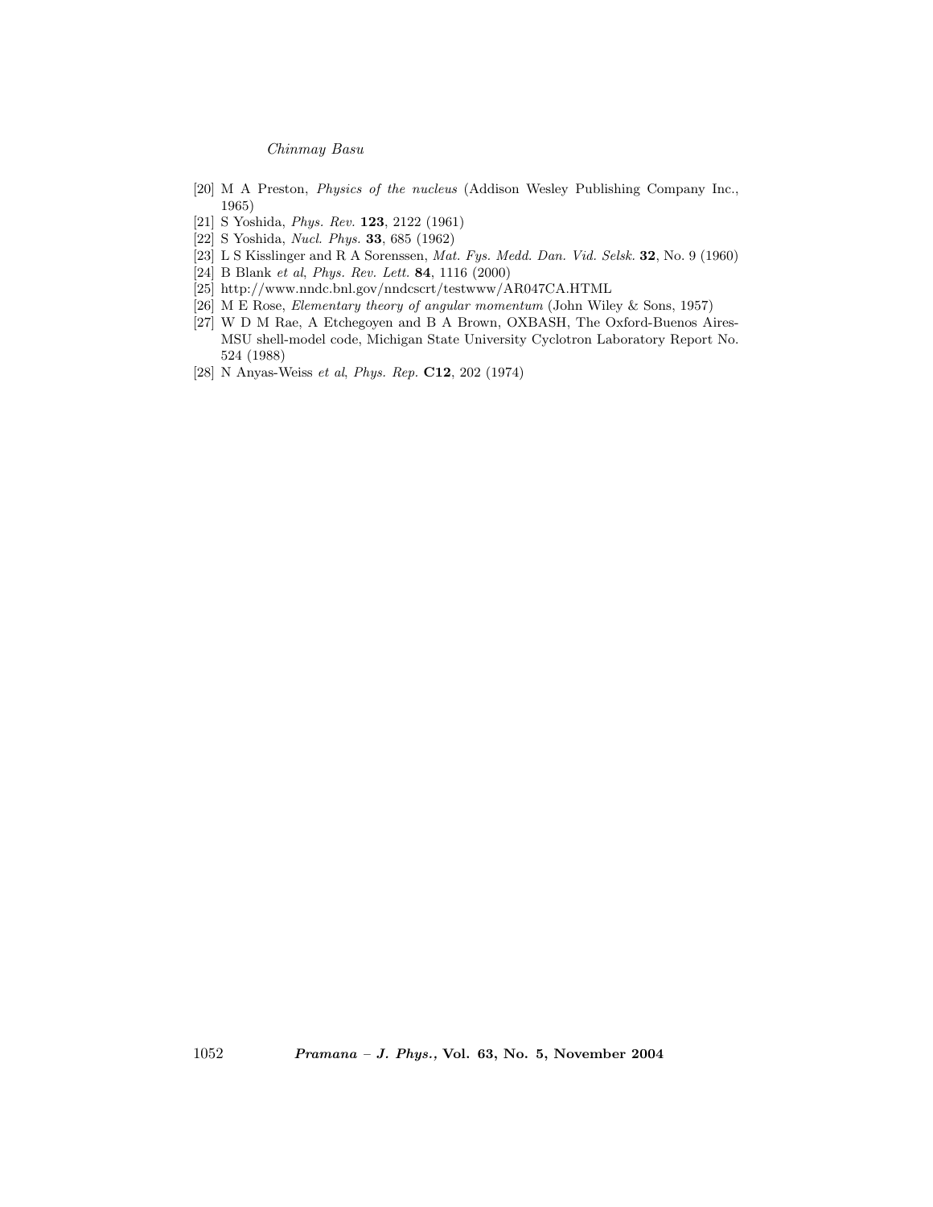[20] M A Preston, *Physics of the nucleus* (Addison Wesley Publishing Company Inc., 1965)
[21] S Yoshida, *Phys. Rev.* **123**, 2122 (1961)
[22] S Yoshida, *Nucl. Phys.* **33**, 685 (1962)
[23] L S Kisslinger and R A Sorenssen, *Mat. Fys. Medd. Dan. Vid. Selsk.* **32**, No. 9 (1960)
[24] B Blank *et al*, *Phys. Rev. Lett.* **84**, 1116 (2000)
[25] http://www.nndc.bnl.gov/nndcscrt/testwww/AR047CA.HTML
[26] M E Rose, *Elementary theory of angular momentum* (John Wiley & Sons, 1957)
[27] W D M Rae, A Etchegoyen and B A Brown, OXBASH, The Oxford-Buenos Aires-MSU shell-model code, Michigan State University Cyclotron Laboratory Report No. 524 (1988)
[28] N Anyas-Weiss *et al*, *Phys. Rep.* **C12**, 202 (1974)